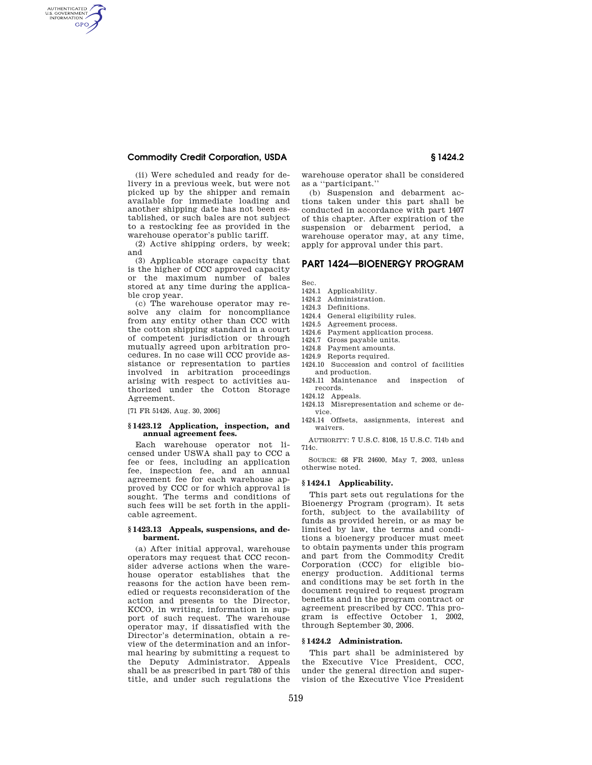(ii) Were scheduled and ready for delivery in a previous week, but were not picked up by the shipper and remain available for immediate loading and another shipping date has not been established, or such bales are not subject to a restocking fee as provided in the warehouse operator's public tariff.

(2) Active shipping orders, by week; and

(3) Applicable storage capacity that is the higher of CCC approved capacity or the maximum number of bales stored at any time during the applicable crop year.

(c) The warehouse operator may resolve any claim for noncompliance from any entity other than CCC with the cotton shipping standard in a court of competent jurisdiction or through mutually agreed upon arbitration procedures. In no case will CCC provide assistance or representation to parties involved in arbitration proceedings arising with respect to activities authorized under the Cotton Storage Agreement.

[71 FR 51426, Aug. 30, 2006]

### § 1423.12 Application, inspection, and annual agreement fees.

Each warehouse operator not licensed under USWA shall pay to CCC a fee or fees, including an application fee, inspection fee, and an annual agreement fee for each warehouse approved by CCC or for which approval is sought. The terms and conditions of such fees will be set forth in the applicable agreement.

### § 1423.13 Appeals, suspensions, and debarment.

(a) After initial approval, warehouse operators may request that CCC reconsider adverse actions when the warehouse operator establishes that the reasons for the action have been remedied or requests reconsideration of the action and presents to the Director, KCCO, in writing, information in support of such request. The warehouse operator may, if dissatisfied with the Director's determination, obtain a review of the determination and an informal hearing by submitting a request to the Deputy Administrator. Appeals shall be as prescribed in part 780 of this title, and under such regulations the warehouse operator shall be considered as a "participant."

(b) Suspension and debarment actions taken under this part shall be conducted in accordance with part 1407 of this chapter. After expiration of the suspension or debarment period, a warehouse operator may, at any time, apply for approval under this part.

## PART 1424—BIOENERGY PROGRAM

Sec.
1424.1 Applicability.
1424.2 Administration.
1424.3 Definitions.
1424.4 General eligibility rules.
1424.5 Agreement process.
1424.6 Payment application process.
1424.7 Gross payable units.
1424.8 Payment amounts.
1424.9 Reports required.
1424.10 Succession and control of facilities and production.
1424.11 Maintenance and inspection of records.
1424.12 Appeals.
1424.13 Misrepresentation and scheme or device.
1424.14 Offsets, assignments, interest and waivers.

AUTHORITY: 7 U.S.C. 8108, 15 U.S.C. 714b and 714c.

SOURCE: 68 FR 24600, May 7, 2003, unless otherwise noted.

### § 1424.1 Applicability.

This part sets out regulations for the Bioenergy Program (program). It sets forth, subject to the availability of funds as provided herein, or as may be limited by law, the terms and conditions a bioenergy producer must meet to obtain payments under this program and part from the Commodity Credit Corporation (CCC) for eligible bioenergy production. Additional terms and conditions may be set forth in the document required to request program benefits and in the program contract or agreement prescribed by CCC. This program is effective October 1, 2002, through September 30, 2006.

### § 1424.2 Administration.

This part shall be administered by the Executive Vice President, CCC, under the general direction and supervision of the Executive Vice President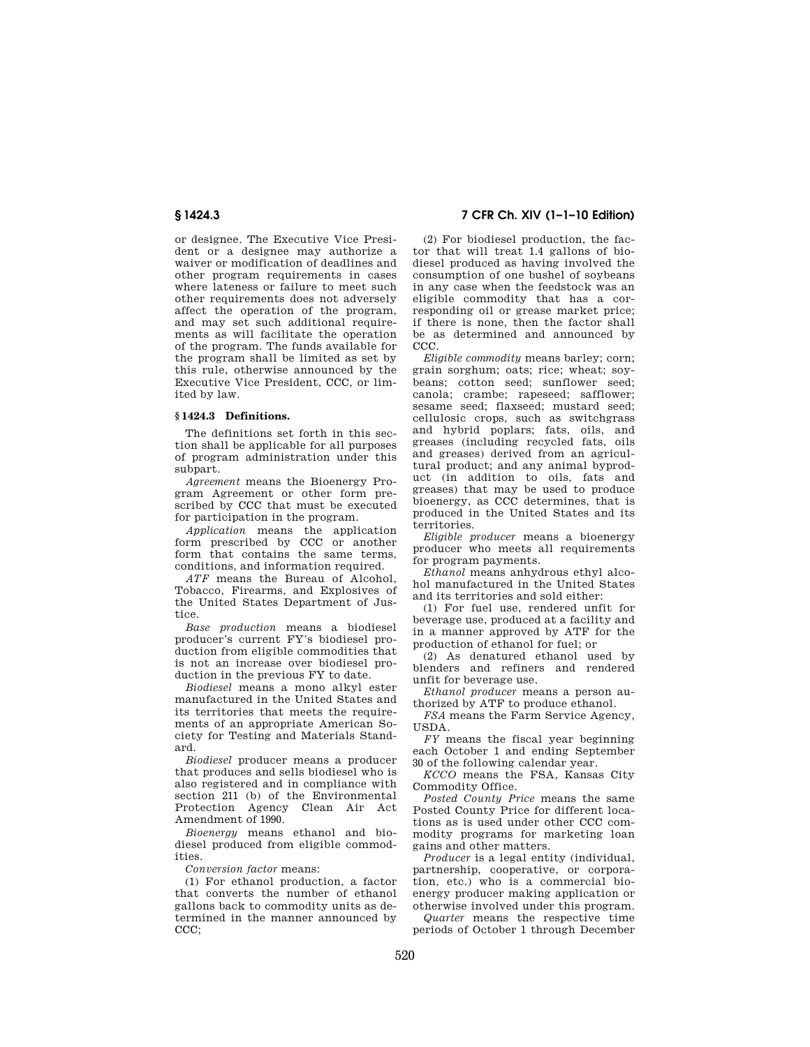or designee. The Executive Vice President or a designee may authorize a waiver or modification of deadlines and other program requirements in cases where lateness or failure to meet such other requirements does not adversely affect the operation of the program, and may set such additional requirements as will facilitate the operation of the program. The funds available for the program shall be limited as set by this rule, otherwise announced by the Executive Vice President, CCC, or limited by law.

### § 1424.3 Definitions.

The definitions set forth in this section shall be applicable for all purposes of program administration under this subpart.

*Agreement* means the Bioenergy Program Agreement or other form prescribed by CCC that must be executed for participation in the program.

*Application* means the application form prescribed by CCC or another form that contains the same terms, conditions, and information required.

*ATF* means the Bureau of Alcohol, Tobacco, Firearms, and Explosives of the United States Department of Justice.

*Base production* means a biodiesel producer's current FY's biodiesel production from eligible commodities that is not an increase over biodiesel production in the previous FY to date.

*Biodiesel* means a mono alkyl ester manufactured in the United States and its territories that meets the requirements of an appropriate American Society for Testing and Materials Standard.

*Biodiesel* producer means a producer that produces and sells biodiesel who is also registered and in compliance with section 211 (b) of the Environmental Protection Agency Clean Air Act Amendment of 1990.

*Bioenergy* means ethanol and biodiesel produced from eligible commodities.

*Conversion factor* means:

(1) For ethanol production, a factor that converts the number of ethanol gallons back to commodity units as determined in the manner announced by CCC;

(2) For biodiesel production, the factor that will treat 1.4 gallons of biodiesel produced as having involved the consumption of one bushel of soybeans in any case when the feedstock was an eligible commodity that has a corresponding oil or grease market price; if there is none, then the factor shall be as determined and announced by CCC.

*Eligible commodity* means barley; corn; grain sorghum; oats; rice; wheat; soybeans; cotton seed; sunflower seed; canola; crambe; rapeseed; safflower; sesame seed; flaxseed; mustard seed; cellulosic crops, such as switchgrass and hybrid poplars; fats, oils, and greases (including recycled fats, oils and greases) derived from an agricultural product; and any animal byproduct (in addition to oils, fats and greases) that may be used to produce bioenergy, as CCC determines, that is produced in the United States and its territories.

*Eligible producer* means a bioenergy producer who meets all requirements for program payments.

*Ethanol* means anhydrous ethyl alcohol manufactured in the United States and its territories and sold either:

(1) For fuel use, rendered unfit for beverage use, produced at a facility and in a manner approved by ATF for the production of ethanol for fuel; or

(2) As denatured ethanol used by blenders and refiners and rendered unfit for beverage use.

*Ethanol producer* means a person authorized by ATF to produce ethanol.

*FSA* means the Farm Service Agency, USDA.

*FY* means the fiscal year beginning each October 1 and ending September 30 of the following calendar year.

*KCCO* means the FSA, Kansas City Commodity Office.

*Posted County Price* means the same Posted County Price for different locations as is used under other CCC commodity programs for marketing loan gains and other matters.

*Producer* is a legal entity (individual, partnership, cooperative, or corporation, etc.) who is a commercial bioenergy producer making application or otherwise involved under this program.

*Quarter* means the respective time periods of October 1 through December